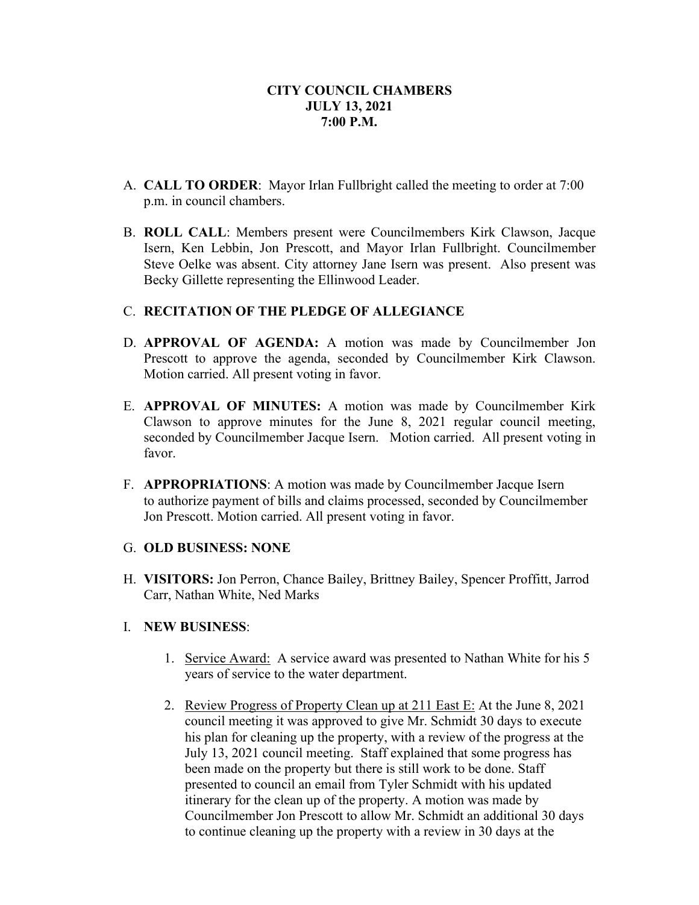**CITY COUNCIL CHAMBERS**
**JULY 13, 2021**
**7:00 P.M.**

A. **CALL TO ORDER**: Mayor Irlan Fullbright called the meeting to order at 7:00 p.m. in council chambers.

B. **ROLL CALL**: Members present were Councilmembers Kirk Clawson, Jacque Isern, Ken Lebbin, Jon Prescott, and Mayor Irlan Fullbright. Councilmember Steve Oelke was absent. City attorney Jane Isern was present. Also present was Becky Gillette representing the Ellinwood Leader.

C. **RECITATION OF THE PLEDGE OF ALLEGIANCE**

D. **APPROVAL OF AGENDA:** A motion was made by Councilmember Jon Prescott to approve the agenda, seconded by Councilmember Kirk Clawson. Motion carried. All present voting in favor.

E. **APPROVAL OF MINUTES:** A motion was made by Councilmember Kirk Clawson to approve minutes for the June 8, 2021 regular council meeting, seconded by Councilmember Jacque Isern. Motion carried. All present voting in favor.

F. **APPROPRIATIONS**: A motion was made by Councilmember Jacque Isern to authorize payment of bills and claims processed, seconded by Councilmember Jon Prescott. Motion carried. All present voting in favor.

G. **OLD BUSINESS: NONE**

H. **VISITORS:** Jon Perron, Chance Bailey, Brittney Bailey, Spencer Proffitt, Jarrod Carr, Nathan White, Ned Marks

I. **NEW BUSINESS**:

1. Service Award: A service award was presented to Nathan White for his 5 years of service to the water department.

2. Review Progress of Property Clean up at 211 East E: At the June 8, 2021 council meeting it was approved to give Mr. Schmidt 30 days to execute his plan for cleaning up the property, with a review of the progress at the July 13, 2021 council meeting. Staff explained that some progress has been made on the property but there is still work to be done. Staff presented to council an email from Tyler Schmidt with his updated itinerary for the clean up of the property. A motion was made by Councilmember Jon Prescott to allow Mr. Schmidt an additional 30 days to continue cleaning up the property with a review in 30 days at the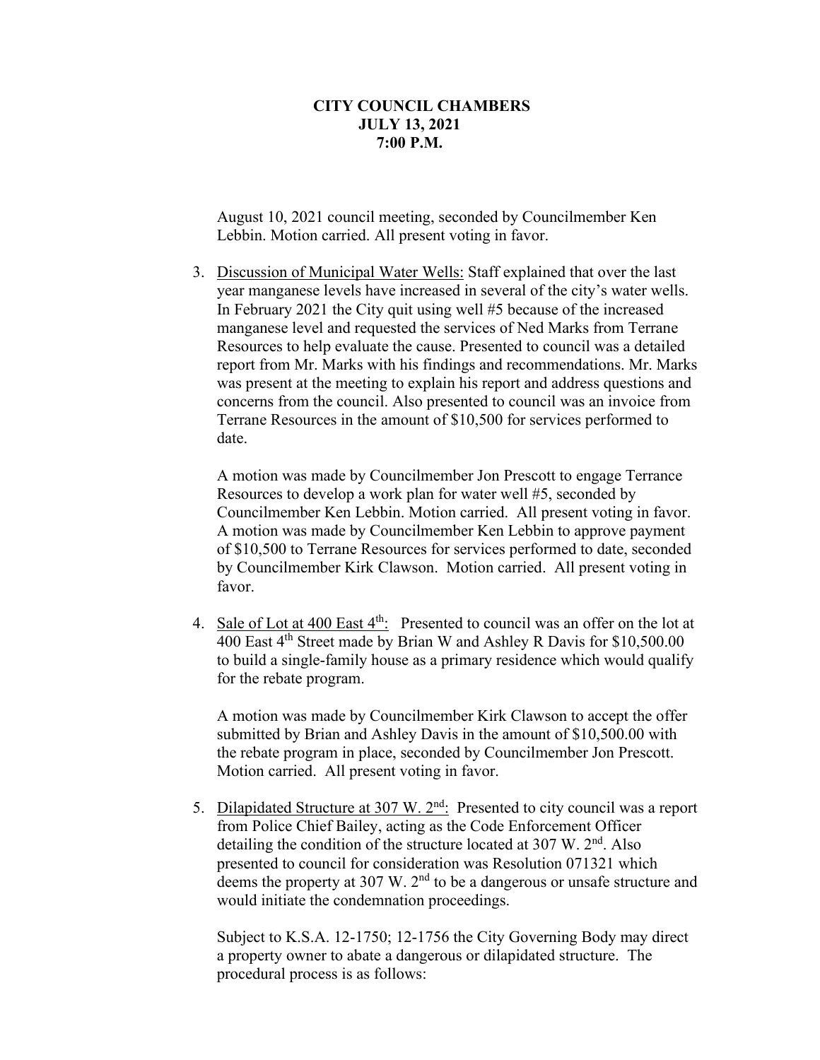**CITY COUNCIL CHAMBERS**
**JULY 13, 2021**
**7:00 P.M.**

August 10, 2021 council meeting, seconded by Councilmember Ken Lebbin. Motion carried. All present voting in favor.

3. Discussion of Municipal Water Wells: Staff explained that over the last year manganese levels have increased in several of the city's water wells. In February 2021 the City quit using well #5 because of the increased manganese level and requested the services of Ned Marks from Terrane Resources to help evaluate the cause. Presented to council was a detailed report from Mr. Marks with his findings and recommendations. Mr. Marks was present at the meeting to explain his report and address questions and concerns from the council. Also presented to council was an invoice from Terrane Resources in the amount of $10,500 for services performed to date.

   A motion was made by Councilmember Jon Prescott to engage Terrance Resources to develop a work plan for water well #5, seconded by Councilmember Ken Lebbin. Motion carried. All present voting in favor. A motion was made by Councilmember Ken Lebbin to approve payment of $10,500 to Terrane Resources for services performed to date, seconded by Councilmember Kirk Clawson. Motion carried. All present voting in favor.

4. Sale of Lot at 400 East 4th: Presented to council was an offer on the lot at 400 East 4th Street made by Brian W and Ashley R Davis for $10,500.00 to build a single-family house as a primary residence which would qualify for the rebate program.

   A motion was made by Councilmember Kirk Clawson to accept the offer submitted by Brian and Ashley Davis in the amount of $10,500.00 with the rebate program in place, seconded by Councilmember Jon Prescott. Motion carried. All present voting in favor.

5. Dilapidated Structure at 307 W. 2nd: Presented to city council was a report from Police Chief Bailey, acting as the Code Enforcement Officer detailing the condition of the structure located at 307 W. 2nd. Also presented to council for consideration was Resolution 071321 which deems the property at 307 W. 2nd to be a dangerous or unsafe structure and would initiate the condemnation proceedings.

   Subject to K.S.A. 12-1750; 12-1756 the City Governing Body may direct a property owner to abate a dangerous or dilapidated structure. The procedural process is as follows: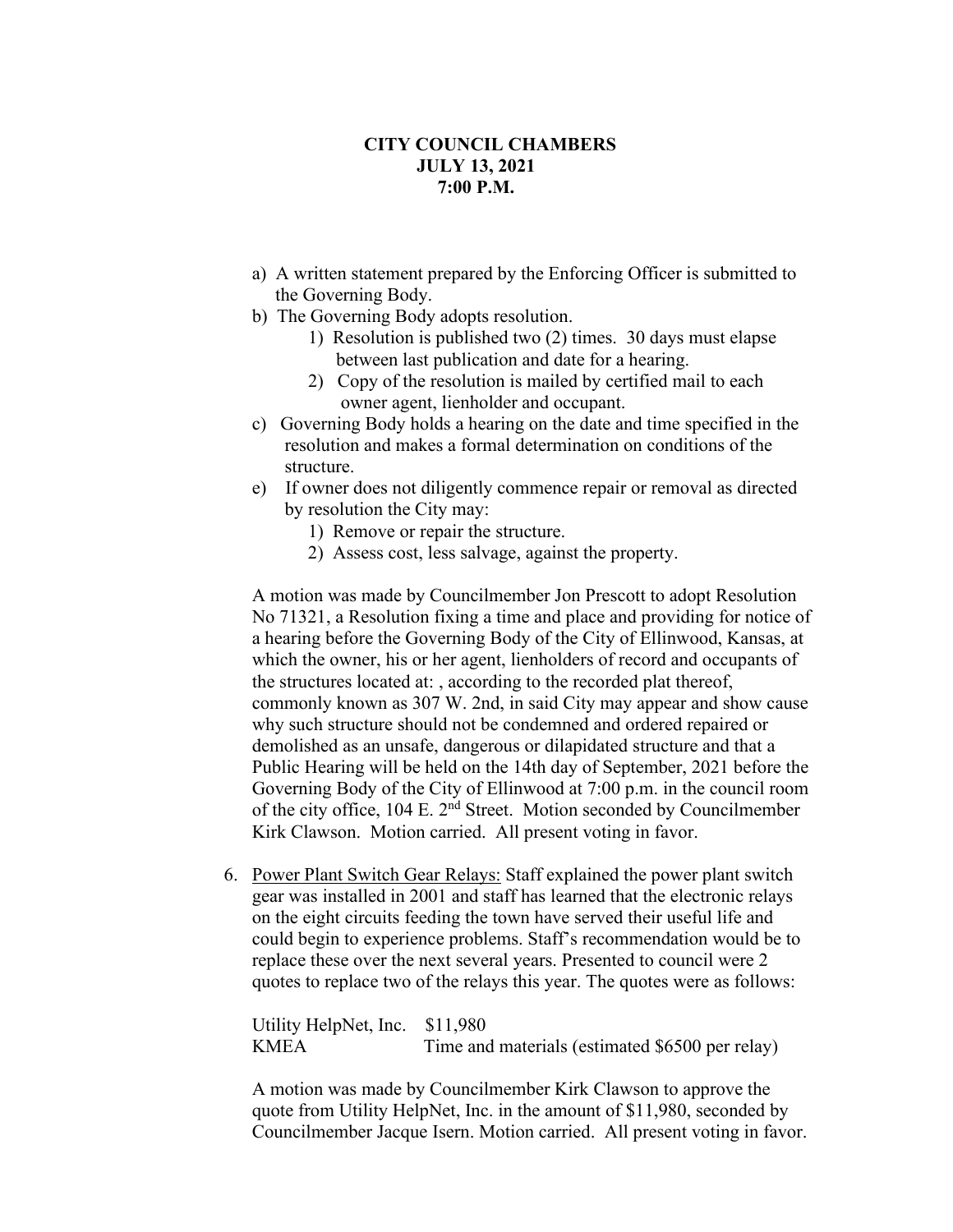**CITY COUNCIL CHAMBERS**
**JULY 13, 2021**
**7:00 P.M.**

a) A written statement prepared by the Enforcing Officer is submitted to the Governing Body.
b) The Governing Body adopts resolution.
    1) Resolution is published two (2) times. 30 days must elapse between last publication and date for a hearing.
    2) Copy of the resolution is mailed by certified mail to each owner agent, lienholder and occupant.
c) Governing Body holds a hearing on the date and time specified in the resolution and makes a formal determination on conditions of the structure.
e) If owner does not diligently commence repair or removal as directed by resolution the City may:
    1) Remove or repair the structure.
    2) Assess cost, less salvage, against the property.

A motion was made by Councilmember Jon Prescott to adopt Resolution No 71321, a Resolution fixing a time and place and providing for notice of a hearing before the Governing Body of the City of Ellinwood, Kansas, at which the owner, his or her agent, lienholders of record and occupants of the structures located at: , according to the recorded plat thereof, commonly known as 307 W. 2nd, in said City may appear and show cause why such structure should not be condemned and ordered repaired or demolished as an unsafe, dangerous or dilapidated structure and that a Public Hearing will be held on the 14th day of September, 2021 before the Governing Body of the City of Ellinwood at 7:00 p.m. in the council room of the city office, 104 E. 2nd Street. Motion seconded by Councilmember Kirk Clawson. Motion carried. All present voting in favor.

6. Power Plant Switch Gear Relays: Staff explained the power plant switch gear was installed in 2001 and staff has learned that the electronic relays on the eight circuits feeding the town have served their useful life and could begin to experience problems. Staff's recommendation would be to replace these over the next several years. Presented to council were 2 quotes to replace two of the relays this year. The quotes were as follows:

| | |
|---|---|
| Utility HelpNet, Inc. | $11,980 |
| KMEA | Time and materials (estimated $6500 per relay) |

A motion was made by Councilmember Kirk Clawson to approve the quote from Utility HelpNet, Inc. in the amount of $11,980, seconded by Councilmember Jacque Isern. Motion carried. All present voting in favor.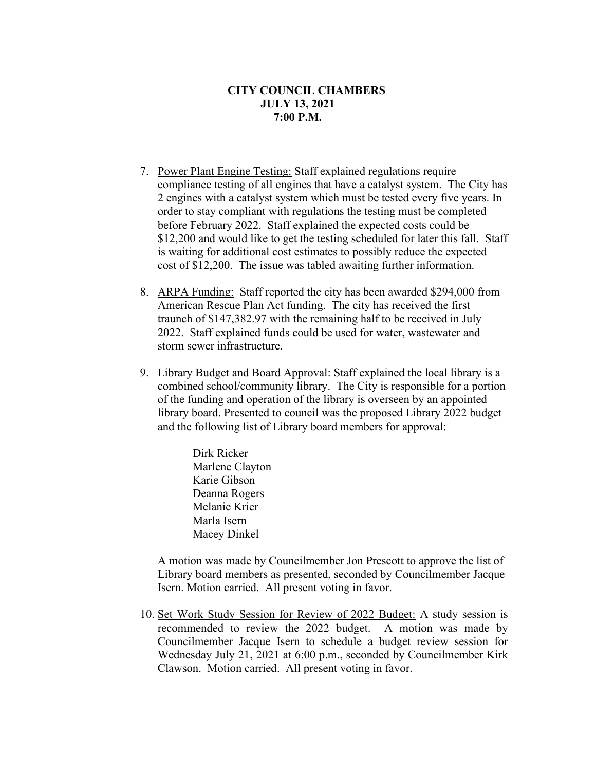**CITY COUNCIL CHAMBERS**
**JULY 13, 2021**
**7:00 P.M.**

7. Power Plant Engine Testing: Staff explained regulations require compliance testing of all engines that have a catalyst system. The City has 2 engines with a catalyst system which must be tested every five years. In order to stay compliant with regulations the testing must be completed before February 2022. Staff explained the expected costs could be $12,200 and would like to get the testing scheduled for later this fall. Staff is waiting for additional cost estimates to possibly reduce the expected cost of $12,200. The issue was tabled awaiting further information.

8. ARPA Funding: Staff reported the city has been awarded $294,000 from American Rescue Plan Act funding. The city has received the first traunch of $147,382.97 with the remaining half to be received in July 2022. Staff explained funds could be used for water, wastewater and storm sewer infrastructure.

9. Library Budget and Board Approval: Staff explained the local library is a combined school/community library. The City is responsible for a portion of the funding and operation of the library is overseen by an appointed library board. Presented to council was the proposed Library 2022 budget and the following list of Library board members for approval:

   Dirk Ricker
   Marlene Clayton
   Karie Gibson
   Deanna Rogers
   Melanie Krier
   Marla Isern
   Macey Dinkel

   A motion was made by Councilmember Jon Prescott to approve the list of Library board members as presented, seconded by Councilmember Jacque Isern. Motion carried. All present voting in favor.

10. Set Work Study Session for Review of 2022 Budget: A study session is recommended to review the 2022 budget. A motion was made by Councilmember Jacque Isern to schedule a budget review session for Wednesday July 21, 2021 at 6:00 p.m., seconded by Councilmember Kirk Clawson. Motion carried. All present voting in favor.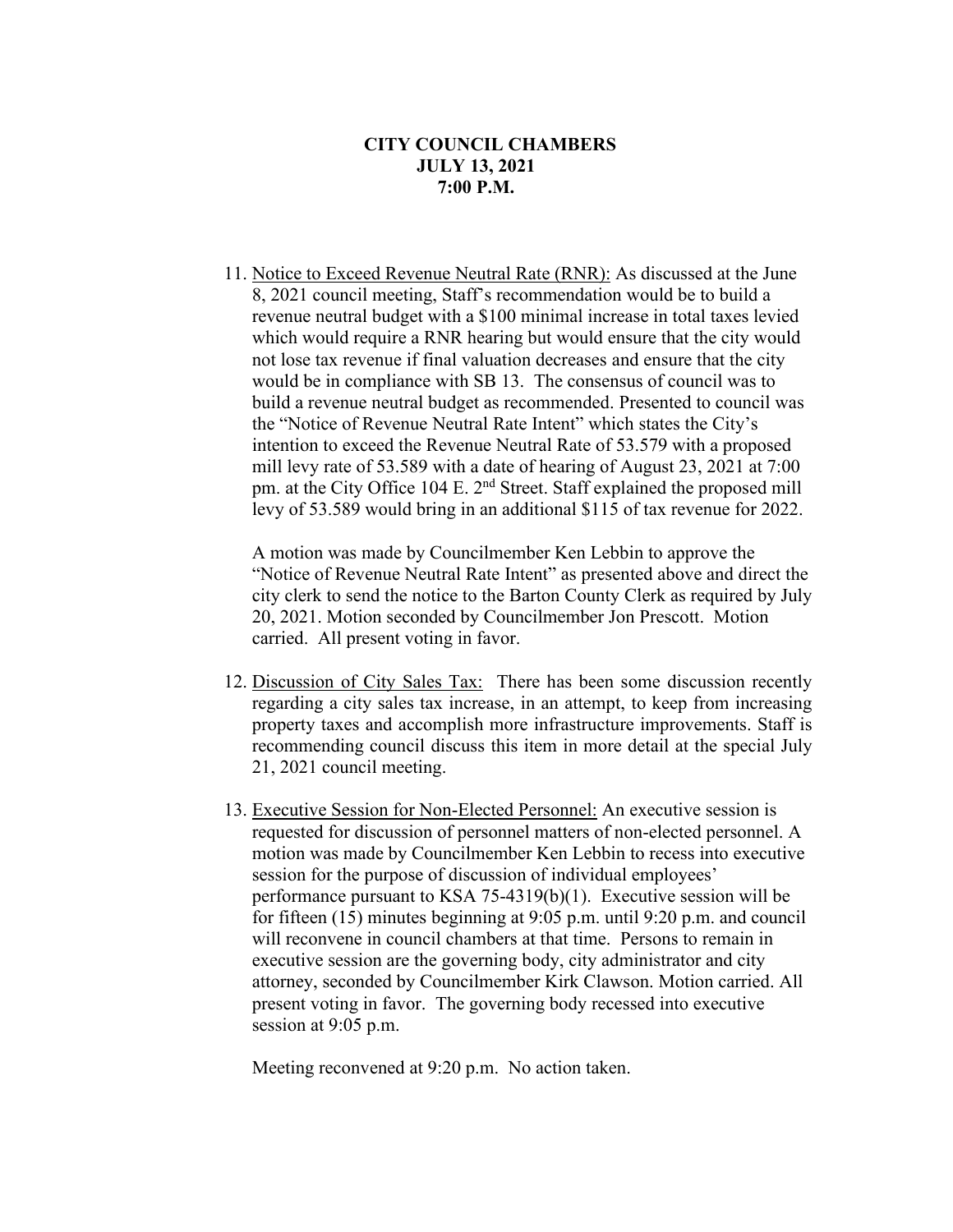**CITY COUNCIL CHAMBERS**
**JULY 13, 2021**
**7:00 P.M.**

11. Notice to Exceed Revenue Neutral Rate (RNR): As discussed at the June 8, 2021 council meeting, Staff's recommendation would be to build a revenue neutral budget with a $100 minimal increase in total taxes levied which would require a RNR hearing but would ensure that the city would not lose tax revenue if final valuation decreases and ensure that the city would be in compliance with SB 13. The consensus of council was to build a revenue neutral budget as recommended. Presented to council was the "Notice of Revenue Neutral Rate Intent" which states the City's intention to exceed the Revenue Neutral Rate of 53.579 with a proposed mill levy rate of 53.589 with a date of hearing of August 23, 2021 at 7:00 pm. at the City Office 104 E. 2nd Street. Staff explained the proposed mill levy of 53.589 would bring in an additional $115 of tax revenue for 2022.

    A motion was made by Councilmember Ken Lebbin to approve the "Notice of Revenue Neutral Rate Intent" as presented above and direct the city clerk to send the notice to the Barton County Clerk as required by July 20, 2021. Motion seconded by Councilmember Jon Prescott. Motion carried. All present voting in favor.

12. Discussion of City Sales Tax: There has been some discussion recently regarding a city sales tax increase, in an attempt, to keep from increasing property taxes and accomplish more infrastructure improvements. Staff is recommending council discuss this item in more detail at the special July 21, 2021 council meeting.

13. Executive Session for Non-Elected Personnel: An executive session is requested for discussion of personnel matters of non-elected personnel. A motion was made by Councilmember Ken Lebbin to recess into executive session for the purpose of discussion of individual employees' performance pursuant to KSA 75-4319(b)(1). Executive session will be for fifteen (15) minutes beginning at 9:05 p.m. until 9:20 p.m. and council will reconvene in council chambers at that time. Persons to remain in executive session are the governing body, city administrator and city attorney, seconded by Councilmember Kirk Clawson. Motion carried. All present voting in favor. The governing body recessed into executive session at 9:05 p.m.

    Meeting reconvened at 9:20 p.m. No action taken.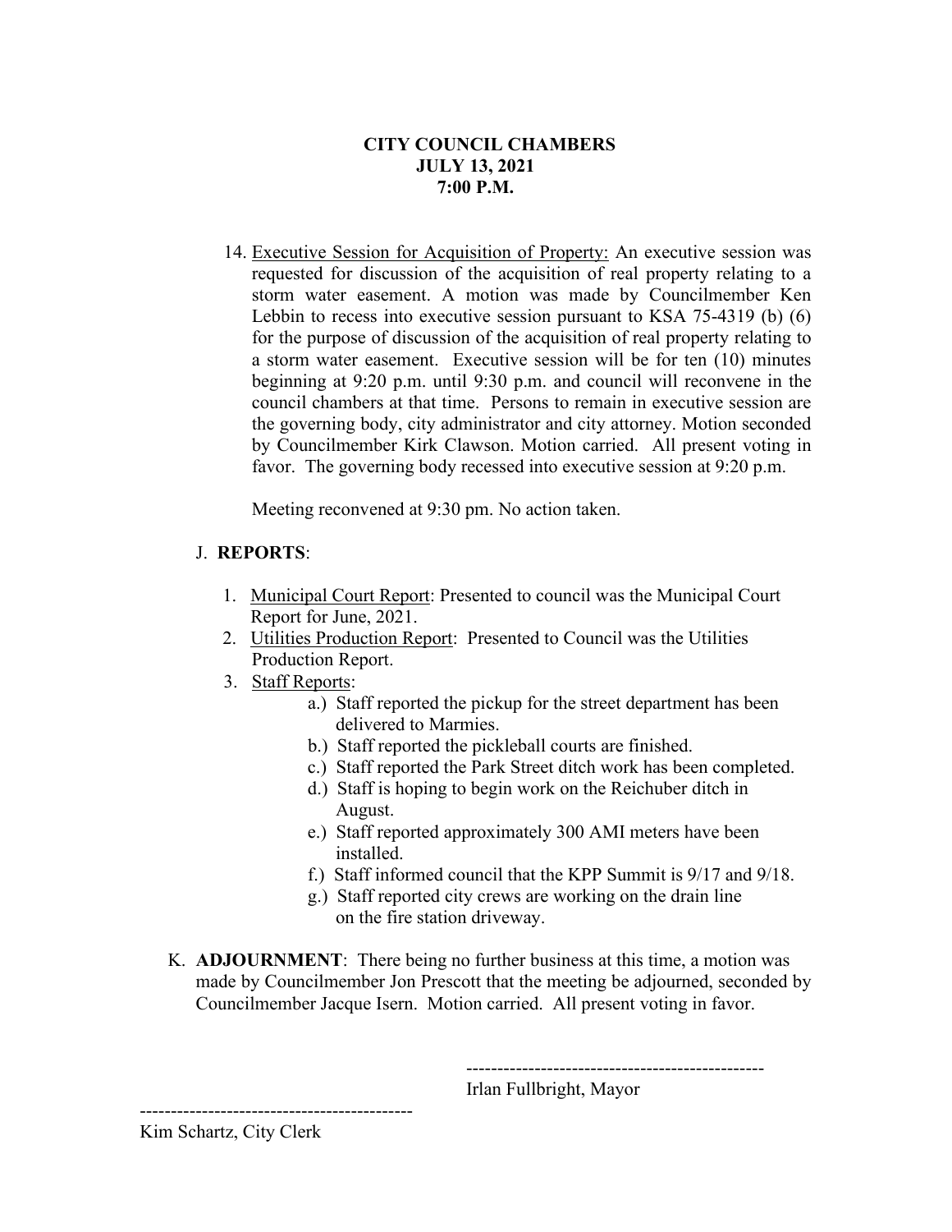**CITY COUNCIL CHAMBERS**
**JULY 13, 2021**
**7:00 P.M.**

14. Executive Session for Acquisition of Property: An executive session was requested for discussion of the acquisition of real property relating to a storm water easement. A motion was made by Councilmember Ken Lebbin to recess into executive session pursuant to KSA 75-4319 (b) (6) for the purpose of discussion of the acquisition of real property relating to a storm water easement. Executive session will be for ten (10) minutes beginning at 9:20 p.m. until 9:30 p.m. and council will reconvene in the council chambers at that time. Persons to remain in executive session are the governing body, city administrator and city attorney. Motion seconded by Councilmember Kirk Clawson. Motion carried. All present voting in favor. The governing body recessed into executive session at 9:20 p.m.

    Meeting reconvened at 9:30 pm. No action taken.

J. **REPORTS**:

1. Municipal Court Report: Presented to council was the Municipal Court Report for June, 2021.
2. Utilities Production Report: Presented to Council was the Utilities Production Report.
3. Staff Reports:
    a.) Staff reported the pickup for the street department has been delivered to Marmies.
    b.) Staff reported the pickleball courts are finished.
    c.) Staff reported the Park Street ditch work has been completed.
    d.) Staff is hoping to begin work on the Reichuber ditch in August.
    e.) Staff reported approximately 300 AMI meters have been installed.
    f.) Staff informed council that the KPP Summit is 9/17 and 9/18.
    g.) Staff reported city crews are working on the drain line on the fire station driveway.

K. **ADJOURNMENT**: There being no further business at this time, a motion was made by Councilmember Jon Prescott that the meeting be adjourned, seconded by Councilmember Jacque Isern. Motion carried. All present voting in favor.

------------------------------------------------
Irlan Fullbright, Mayor

--------------------------------------------
Kim Schartz, City Clerk